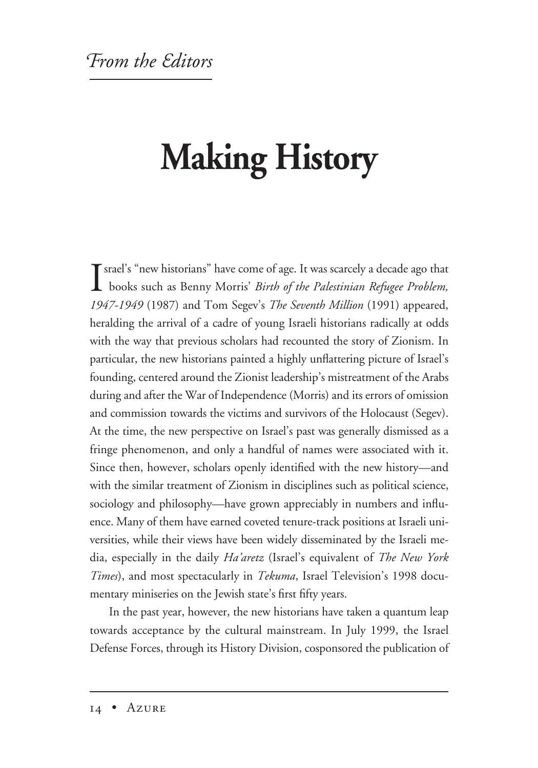*From the Editors*

# Making History

Israel's "new historians" have come of age. It was scarcely a decade ago that books such as Benny Morris' *Birth of the Palestinian Refugee Problem, 1947-1949* (1987) and Tom Segev's *The Seventh Million* (1991) appeared, heralding the arrival of a cadre of young Israeli historians radically at odds with the way that previous scholars had recounted the story of Zionism. In particular, the new historians painted a highly unflattering picture of Israel's founding, centered around the Zionist leadership's mistreatment of the Arabs during and after the War of Independence (Morris) and its errors of omission and commission towards the victims and survivors of the Holocaust (Segev). At the time, the new perspective on Israel's past was generally dismissed as a fringe phenomenon, and only a handful of names were associated with it. Since then, however, scholars openly identified with the new history—and with the similar treatment of Zionism in disciplines such as political science, sociology and philosophy—have grown appreciably in numbers and influence. Many of them have earned coveted tenure-track positions at Israeli universities, while their views have been widely disseminated by the Israeli media, especially in the daily *Ha'aretz* (Israel's equivalent of *The New York Times*), and most spectacularly in *Tekuma*, Israel Television's 1998 documentary miniseries on the Jewish state's first fifty years.

In the past year, however, the new historians have taken a quantum leap towards acceptance by the cultural mainstream. In July 1999, the Israel Defense Forces, through its History Division, cosponsored the publication of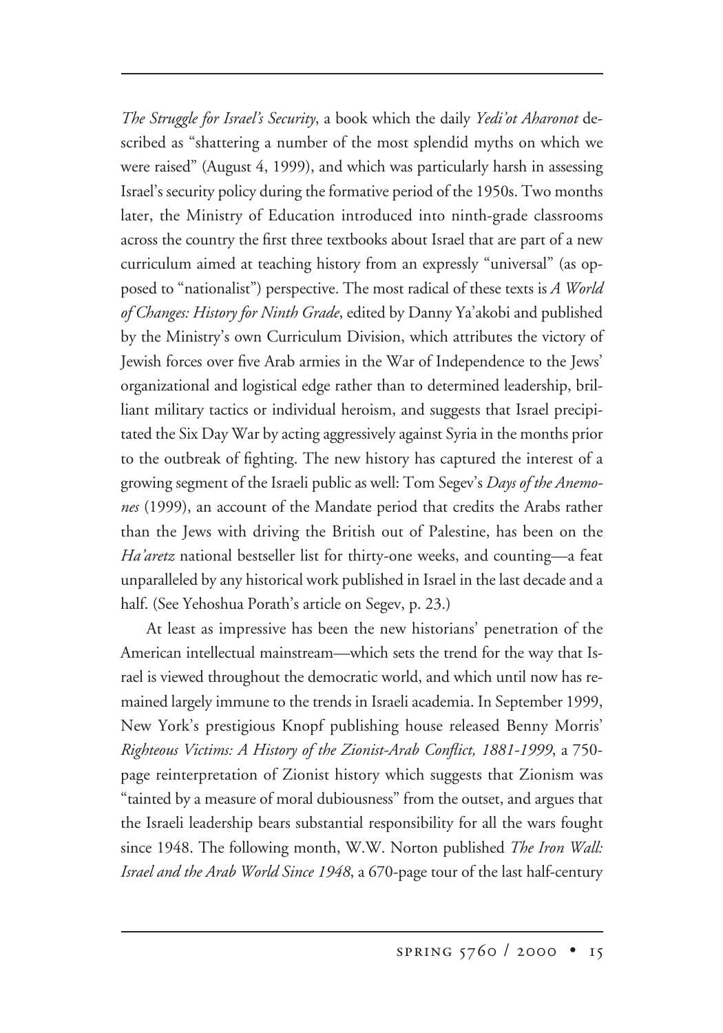*The Struggle for Israel's Security*, a book which the daily *Yedi'ot Aharonot* described as "shattering a number of the most splendid myths on which we were raised" (August 4, 1999), and which was particularly harsh in assessing Israel's security policy during the formative period of the 1950s. Two months later, the Ministry of Education introduced into ninth-grade classrooms across the country the first three textbooks about Israel that are part of a new curriculum aimed at teaching history from an expressly "universal" (as opposed to "nationalist") perspective. The most radical of these texts is *A World of Changes: History for Ninth Grade*, edited by Danny Ya'akobi and published by the Ministry's own Curriculum Division, which attributes the victory of Jewish forces over five Arab armies in the War of Independence to the Jews' organizational and logistical edge rather than to determined leadership, brilliant military tactics or individual heroism, and suggests that Israel precipitated the Six Day War by acting aggressively against Syria in the months prior to the outbreak of fighting. The new history has captured the interest of a growing segment of the Israeli public as well: Tom Segev's *Days of the Anemones* (1999), an account of the Mandate period that credits the Arabs rather than the Jews with driving the British out of Palestine, has been on the *Ha'aretz* national bestseller list for thirty-one weeks, and counting—a feat unparalleled by any historical work published in Israel in the last decade and a half. (See Yehoshua Porath's article on Segev, p. 23.)

At least as impressive has been the new historians' penetration of the American intellectual mainstream—which sets the trend for the way that Israel is viewed throughout the democratic world, and which until now has remained largely immune to the trends in Israeli academia. In September 1999, New York's prestigious Knopf publishing house released Benny Morris' *Righteous Victims: A History of the Zionist-Arab Conflict, 1881-1999*, a 750-page reinterpretation of Zionist history which suggests that Zionism was "tainted by a measure of moral dubiousness" from the outset, and argues that the Israeli leadership bears substantial responsibility for all the wars fought since 1948. The following month, W.W. Norton published *The Iron Wall: Israel and the Arab World Since 1948*, a 670-page tour of the last half-century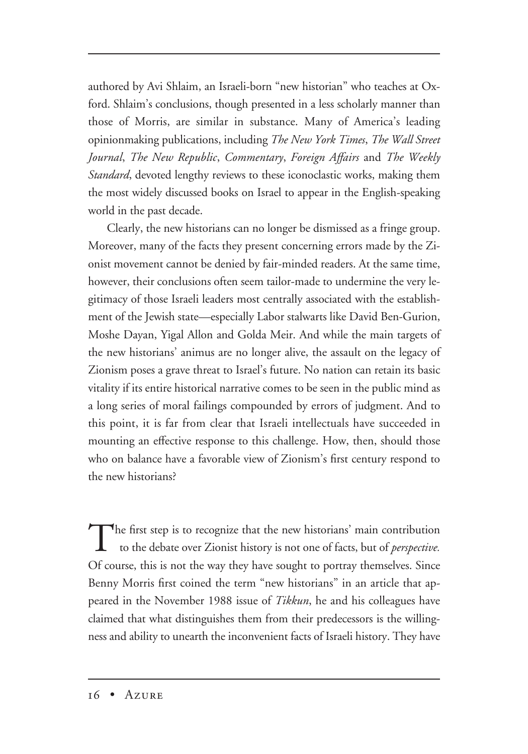authored by Avi Shlaim, an Israeli-born "new historian" who teaches at Oxford. Shlaim's conclusions, though presented in a less scholarly manner than those of Morris, are similar in substance. Many of America's leading opinionmaking publications, including *The New York Times*, *The Wall Street Journal*, *The New Republic*, *Commentary*, *Foreign Affairs* and *The Weekly Standard*, devoted lengthy reviews to these iconoclastic works, making them the most widely discussed books on Israel to appear in the English-speaking world in the past decade.

Clearly, the new historians can no longer be dismissed as a fringe group. Moreover, many of the facts they present concerning errors made by the Zionist movement cannot be denied by fair-minded readers. At the same time, however, their conclusions often seem tailor-made to undermine the very legitimacy of those Israeli leaders most centrally associated with the establishment of the Jewish state—especially Labor stalwarts like David Ben-Gurion, Moshe Dayan, Yigal Allon and Golda Meir. And while the main targets of the new historians' animus are no longer alive, the assault on the legacy of Zionism poses a grave threat to Israel's future. No nation can retain its basic vitality if its entire historical narrative comes to be seen in the public mind as a long series of moral failings compounded by errors of judgment. And to this point, it is far from clear that Israeli intellectuals have succeeded in mounting an effective response to this challenge. How, then, should those who on balance have a favorable view of Zionism's first century respond to the new historians?

The first step is to recognize that the new historians' main contribution to the debate over Zionist history is not one of facts, but of *perspective.* Of course, this is not the way they have sought to portray themselves. Since Benny Morris first coined the term "new historians" in an article that appeared in the November 1988 issue of *Tikkun*, he and his colleagues have claimed that what distinguishes them from their predecessors is the willingness and ability to unearth the inconvenient facts of Israeli history. They have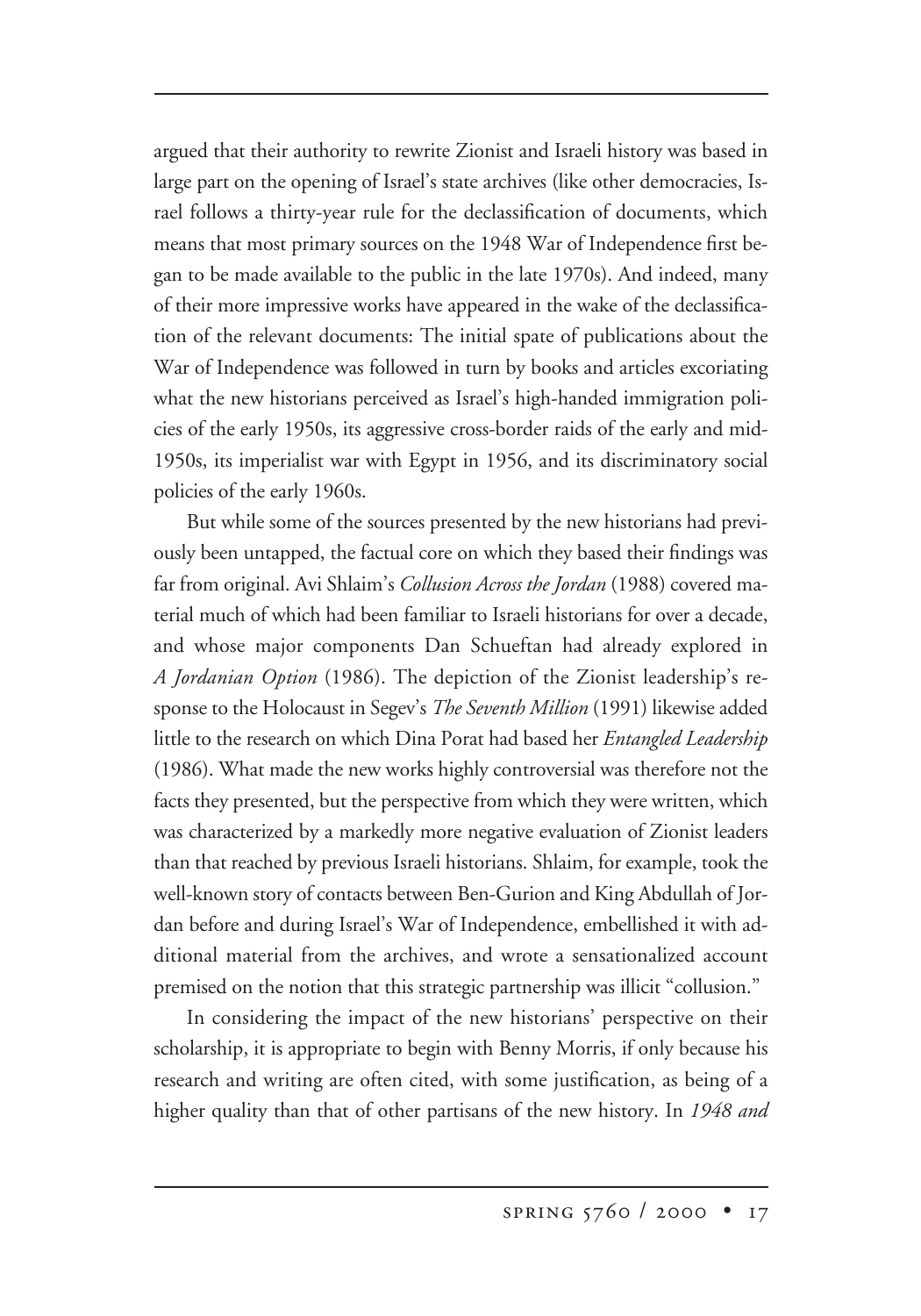argued that their authority to rewrite Zionist and Israeli history was based in large part on the opening of Israel's state archives (like other democracies, Israel follows a thirty-year rule for the declassification of documents, which means that most primary sources on the 1948 War of Independence first began to be made available to the public in the late 1970s). And indeed, many of their more impressive works have appeared in the wake of the declassification of the relevant documents: The initial spate of publications about the War of Independence was followed in turn by books and articles excoriating what the new historians perceived as Israel's high-handed immigration policies of the early 1950s, its aggressive cross-border raids of the early and mid-1950s, its imperialist war with Egypt in 1956, and its discriminatory social policies of the early 1960s.

But while some of the sources presented by the new historians had previously been untapped, the factual core on which they based their findings was far from original. Avi Shlaim's *Collusion Across the Jordan* (1988) covered material much of which had been familiar to Israeli historians for over a decade, and whose major components Dan Schueftan had already explored in *A Jordanian Option* (1986). The depiction of the Zionist leadership's response to the Holocaust in Segev's *The Seventh Million* (1991) likewise added little to the research on which Dina Porat had based her *Entangled Leadership* (1986). What made the new works highly controversial was therefore not the facts they presented, but the perspective from which they were written, which was characterized by a markedly more negative evaluation of Zionist leaders than that reached by previous Israeli historians. Shlaim, for example, took the well-known story of contacts between Ben-Gurion and King Abdullah of Jordan before and during Israel's War of Independence, embellished it with additional material from the archives, and wrote a sensationalized account premised on the notion that this strategic partnership was illicit "collusion."

In considering the impact of the new historians' perspective on their scholarship, it is appropriate to begin with Benny Morris, if only because his research and writing are often cited, with some justification, as being of a higher quality than that of other partisans of the new history. In *1948 and*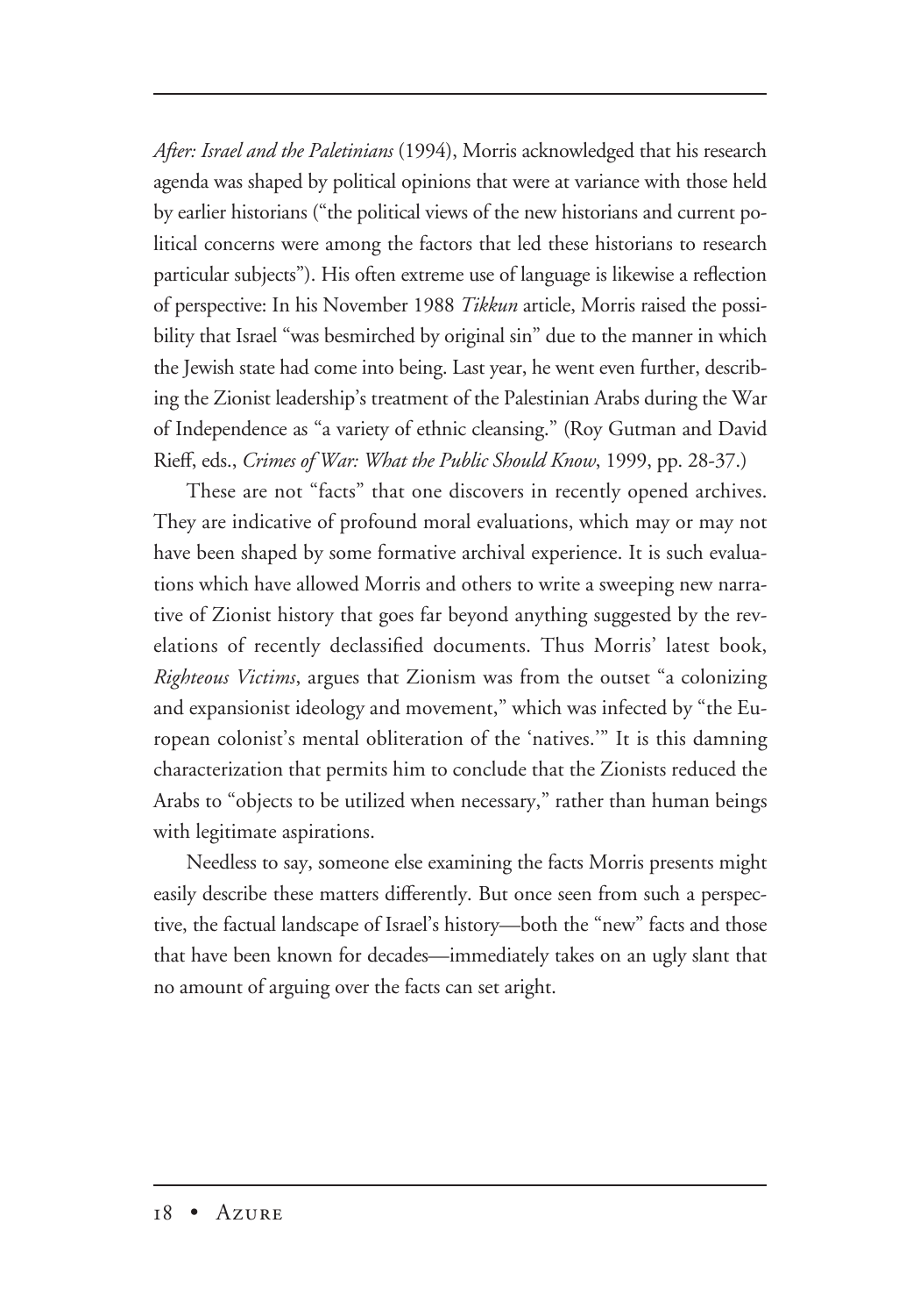*After: Israel and the Paletinians* (1994), Morris acknowledged that his research agenda was shaped by political opinions that were at variance with those held by earlier historians ("the political views of the new historians and current political concerns were among the factors that led these historians to research particular subjects"). His often extreme use of language is likewise a reflection of perspective: In his November 1988 *Tikkun* article, Morris raised the possibility that Israel "was besmirched by original sin" due to the manner in which the Jewish state had come into being. Last year, he went even further, describing the Zionist leadership's treatment of the Palestinian Arabs during the War of Independence as "a variety of ethnic cleansing." (Roy Gutman and David Rieff, eds., *Crimes of War: What the Public Should Know*, 1999, pp. 28-37.)

These are not "facts" that one discovers in recently opened archives. They are indicative of profound moral evaluations, which may or may not have been shaped by some formative archival experience. It is such evaluations which have allowed Morris and others to write a sweeping new narrative of Zionist history that goes far beyond anything suggested by the revelations of recently declassified documents. Thus Morris' latest book, *Righteous Victims*, argues that Zionism was from the outset "a colonizing and expansionist ideology and movement," which was infected by "the European colonist's mental obliteration of the 'natives.'" It is this damning characterization that permits him to conclude that the Zionists reduced the Arabs to "objects to be utilized when necessary," rather than human beings with legitimate aspirations.

Needless to say, someone else examining the facts Morris presents might easily describe these matters differently. But once seen from such a perspective, the factual landscape of Israel's history—both the "new" facts and those that have been known for decades—immediately takes on an ugly slant that no amount of arguing over the facts can set aright.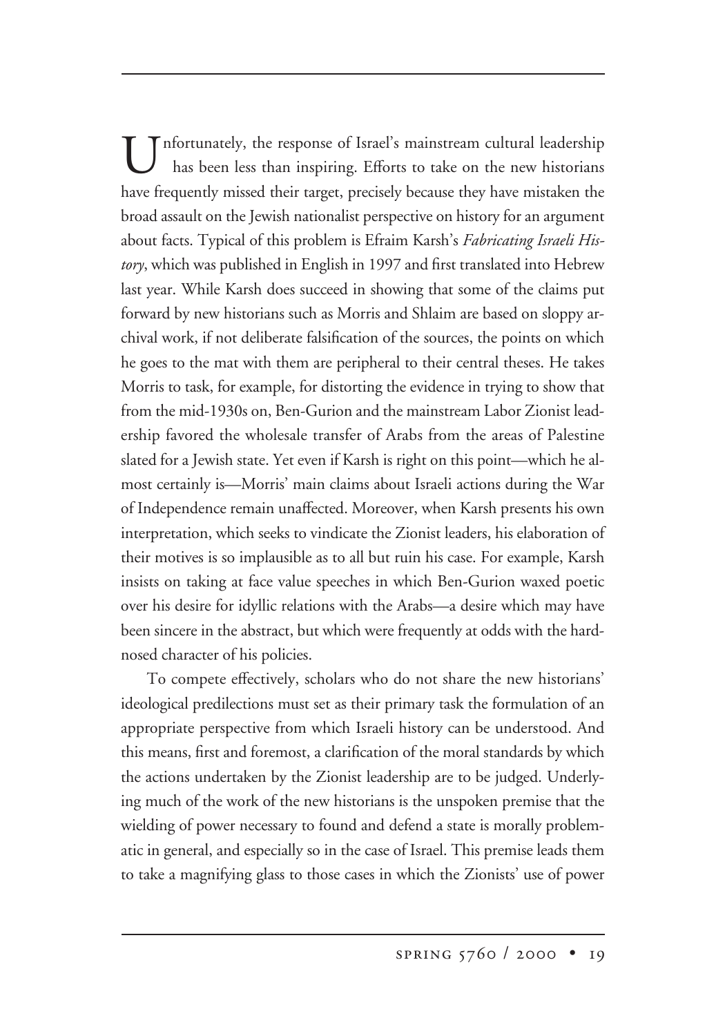Unfortunately, the response of Israel's mainstream cultural leadership has been less than inspiring. Efforts to take on the new historians have frequently missed their target, precisely because they have mistaken the broad assault on the Jewish nationalist perspective on history for an argument about facts. Typical of this problem is Efraim Karsh's *Fabricating Israeli History*, which was published in English in 1997 and first translated into Hebrew last year. While Karsh does succeed in showing that some of the claims put forward by new historians such as Morris and Shlaim are based on sloppy archival work, if not deliberate falsification of the sources, the points on which he goes to the mat with them are peripheral to their central theses. He takes Morris to task, for example, for distorting the evidence in trying to show that from the mid-1930s on, Ben-Gurion and the mainstream Labor Zionist leadership favored the wholesale transfer of Arabs from the areas of Palestine slated for a Jewish state. Yet even if Karsh is right on this point—which he almost certainly is—Morris' main claims about Israeli actions during the War of Independence remain unaffected. Moreover, when Karsh presents his own interpretation, which seeks to vindicate the Zionist leaders, his elaboration of their motives is so implausible as to all but ruin his case. For example, Karsh insists on taking at face value speeches in which Ben-Gurion waxed poetic over his desire for idyllic relations with the Arabs—a desire which may have been sincere in the abstract, but which were frequently at odds with the hard-nosed character of his policies.

To compete effectively, scholars who do not share the new historians' ideological predilections must set as their primary task the formulation of an appropriate perspective from which Israeli history can be understood. And this means, first and foremost, a clarification of the moral standards by which the actions undertaken by the Zionist leadership are to be judged. Underlying much of the work of the new historians is the unspoken premise that the wielding of power necessary to found and defend a state is morally problematic in general, and especially so in the case of Israel. This premise leads them to take a magnifying glass to those cases in which the Zionists' use of power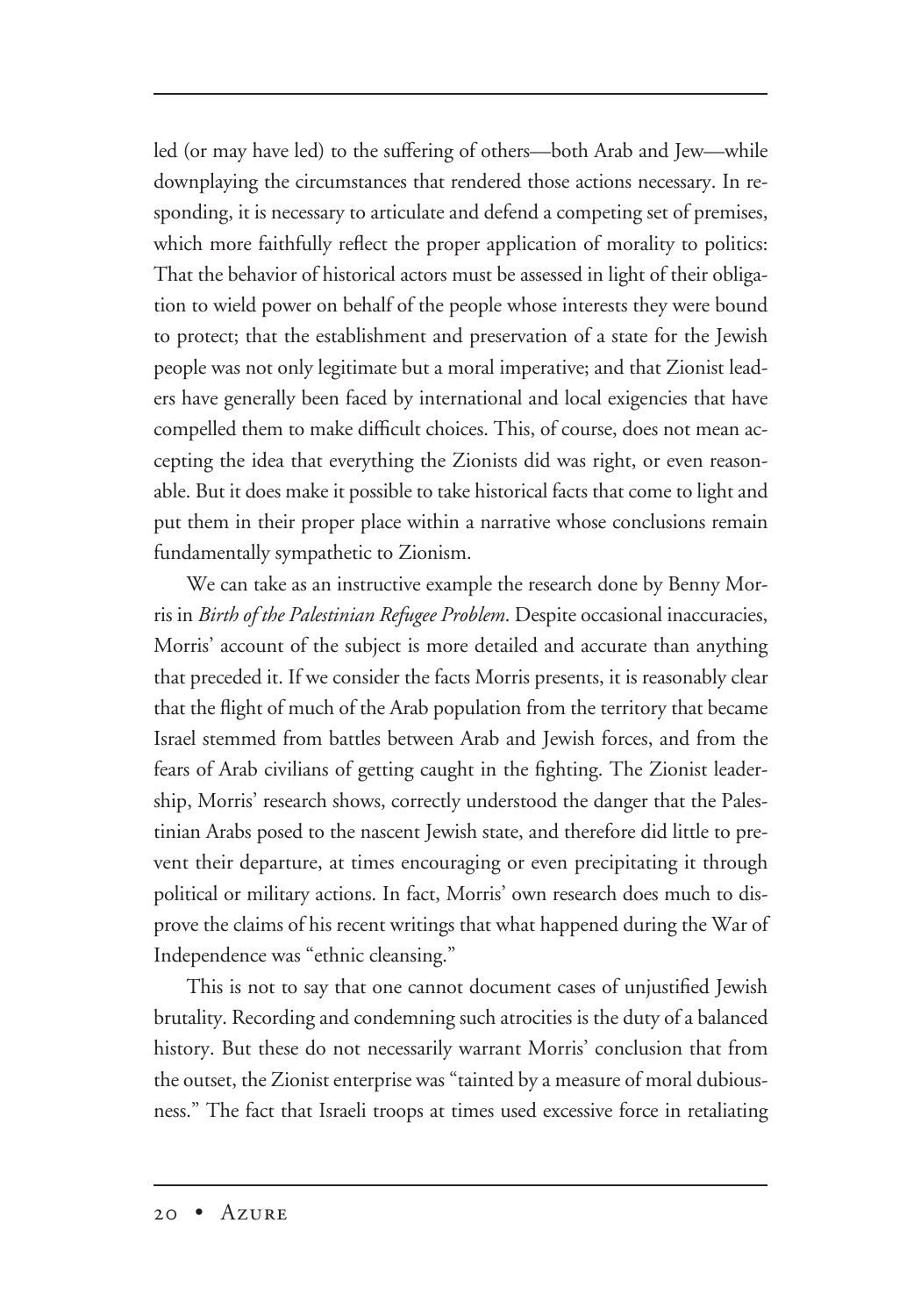led (or may have led) to the suffering of others—both Arab and Jew—while downplaying the circumstances that rendered those actions necessary. In responding, it is necessary to articulate and defend a competing set of premises, which more faithfully reflect the proper application of morality to politics: That the behavior of historical actors must be assessed in light of their obligation to wield power on behalf of the people whose interests they were bound to protect; that the establishment and preservation of a state for the Jewish people was not only legitimate but a moral imperative; and that Zionist leaders have generally been faced by international and local exigencies that have compelled them to make difficult choices. This, of course, does not mean accepting the idea that everything the Zionists did was right, or even reasonable. But it does make it possible to take historical facts that come to light and put them in their proper place within a narrative whose conclusions remain fundamentally sympathetic to Zionism.

We can take as an instructive example the research done by Benny Morris in *Birth of the Palestinian Refugee Problem*. Despite occasional inaccuracies, Morris' account of the subject is more detailed and accurate than anything that preceded it. If we consider the facts Morris presents, it is reasonably clear that the flight of much of the Arab population from the territory that became Israel stemmed from battles between Arab and Jewish forces, and from the fears of Arab civilians of getting caught in the fighting. The Zionist leadership, Morris' research shows, correctly understood the danger that the Palestinian Arabs posed to the nascent Jewish state, and therefore did little to prevent their departure, at times encouraging or even precipitating it through political or military actions. In fact, Morris' own research does much to disprove the claims of his recent writings that what happened during the War of Independence was "ethnic cleansing."

This is not to say that one cannot document cases of unjustified Jewish brutality. Recording and condemning such atrocities is the duty of a balanced history. But these do not necessarily warrant Morris' conclusion that from the outset, the Zionist enterprise was "tainted by a measure of moral dubiousness." The fact that Israeli troops at times used excessive force in retaliating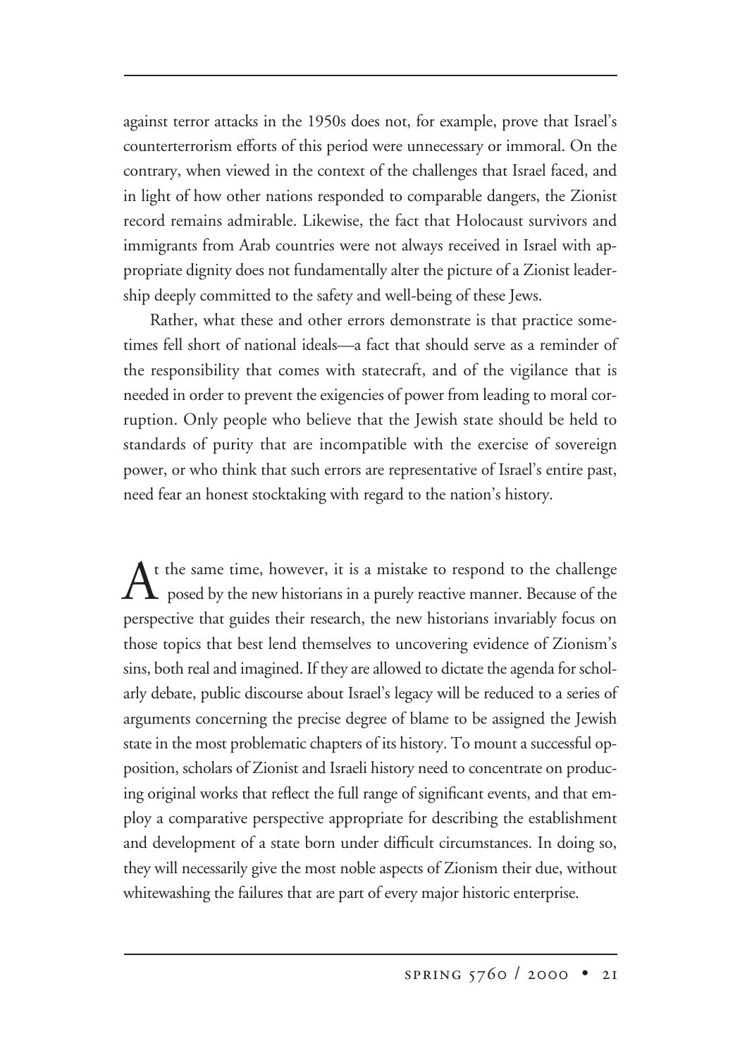against terror attacks in the 1950s does not, for example, prove that Israel's counterterrorism efforts of this period were unnecessary or immoral. On the contrary, when viewed in the context of the challenges that Israel faced, and in light of how other nations responded to comparable dangers, the Zionist record remains admirable. Likewise, the fact that Holocaust survivors and immigrants from Arab countries were not always received in Israel with appropriate dignity does not fundamentally alter the picture of a Zionist leadership deeply committed to the safety and well-being of these Jews.

Rather, what these and other errors demonstrate is that practice sometimes fell short of national ideals—a fact that should serve as a reminder of the responsibility that comes with statecraft, and of the vigilance that is needed in order to prevent the exigencies of power from leading to moral corruption. Only people who believe that the Jewish state should be held to standards of purity that are incompatible with the exercise of sovereign power, or who think that such errors are representative of Israel's entire past, need fear an honest stocktaking with regard to the nation's history.

At the same time, however, it is a mistake to respond to the challenge posed by the new historians in a purely reactive manner. Because of the perspective that guides their research, the new historians invariably focus on those topics that best lend themselves to uncovering evidence of Zionism's sins, both real and imagined. If they are allowed to dictate the agenda for scholarly debate, public discourse about Israel's legacy will be reduced to a series of arguments concerning the precise degree of blame to be assigned the Jewish state in the most problematic chapters of its history. To mount a successful opposition, scholars of Zionist and Israeli history need to concentrate on producing original works that reflect the full range of significant events, and that employ a comparative perspective appropriate for describing the establishment and development of a state born under difficult circumstances. In doing so, they will necessarily give the most noble aspects of Zionism their due, without whitewashing the failures that are part of every major historic enterprise.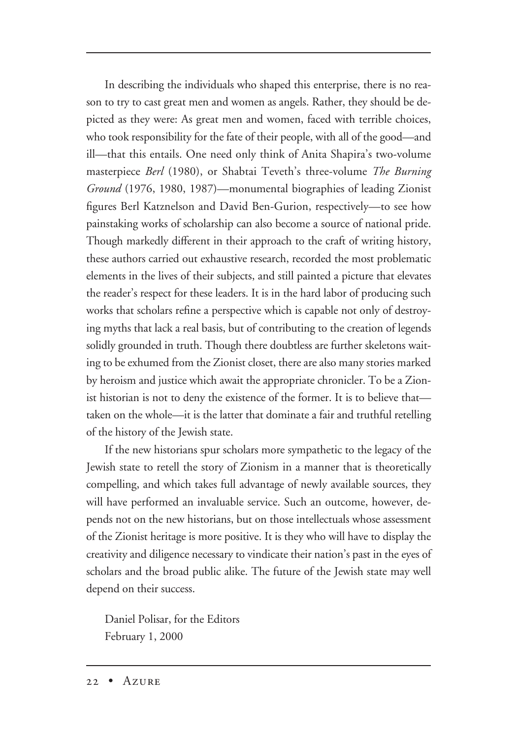In describing the individuals who shaped this enterprise, there is no reason to try to cast great men and women as angels. Rather, they should be depicted as they were: As great men and women, faced with terrible choices, who took responsibility for the fate of their people, with all of the good—and ill—that this entails. One need only think of Anita Shapira's two-volume masterpiece *Berl* (1980), or Shabtai Teveth's three-volume *The Burning Ground* (1976, 1980, 1987)—monumental biographies of leading Zionist figures Berl Katznelson and David Ben-Gurion, respectively—to see how painstaking works of scholarship can also become a source of national pride. Though markedly different in their approach to the craft of writing history, these authors carried out exhaustive research, recorded the most problematic elements in the lives of their subjects, and still painted a picture that elevates the reader's respect for these leaders. It is in the hard labor of producing such works that scholars refine a perspective which is capable not only of destroying myths that lack a real basis, but of contributing to the creation of legends solidly grounded in truth. Though there doubtless are further skeletons waiting to be exhumed from the Zionist closet, there are also many stories marked by heroism and justice which await the appropriate chronicler. To be a Zionist historian is not to deny the existence of the former. It is to believe that—taken on the whole—it is the latter that dominate a fair and truthful retelling of the history of the Jewish state.

If the new historians spur scholars more sympathetic to the legacy of the Jewish state to retell the story of Zionism in a manner that is theoretically compelling, and which takes full advantage of newly available sources, they will have performed an invaluable service. Such an outcome, however, depends not on the new historians, but on those intellectuals whose assessment of the Zionist heritage is more positive. It is they who will have to display the creativity and diligence necessary to vindicate their nation's past in the eyes of scholars and the broad public alike. The future of the Jewish state may well depend on their success.

Daniel Polisar, for the Editors
February 1, 2000